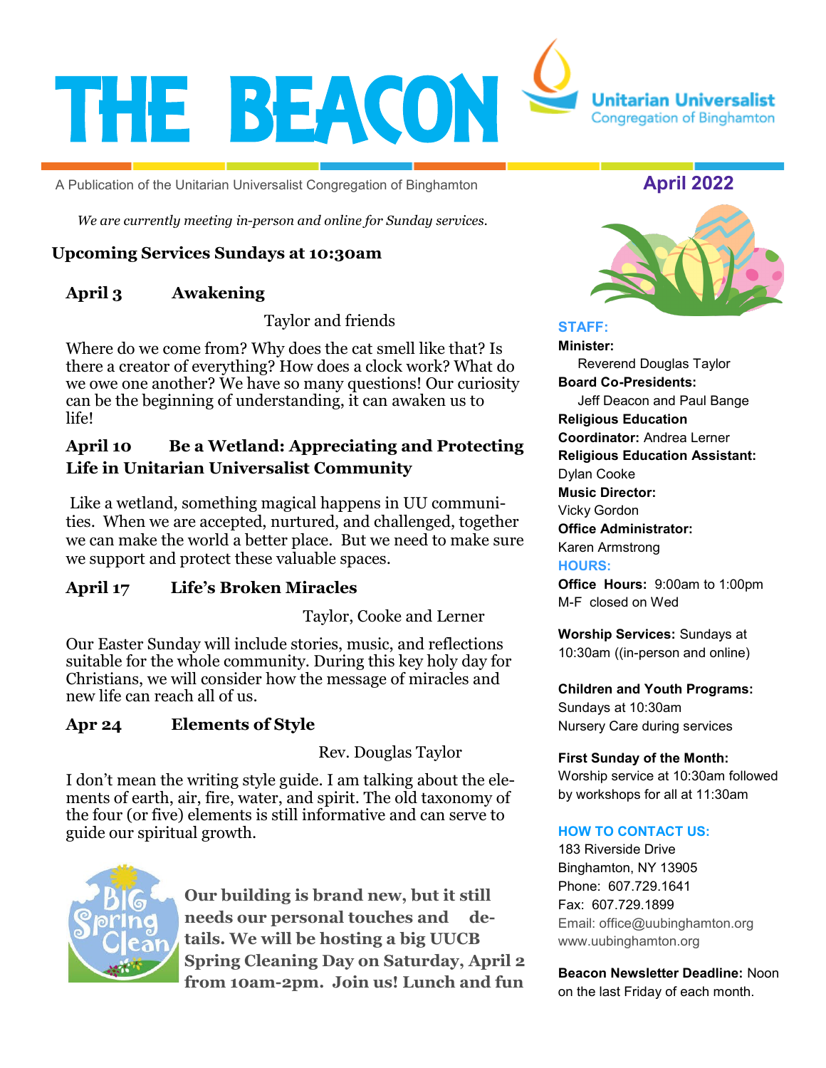# THE BEACON

Unitarian Universalist Congregation of Binghamton

A Publication of the Unitarian Universalist Congregation of Binghamton

**April 2022**

*We are currently meeting in-person and online for Sunday services.*

## Upcoming Services Sundays at 10:30am

### April 3 — Awakening

Taylor and friends

Where do we come from? Why does the cat smell like that? Is there a creator of everything? How does a clock work? What do we owe one another? We have so many questions! Our curiosity can be the beginning of understanding, it can awaken us to life!

### April 10 — Be a Wetland: Appreciating and Protecting Life in Unitarian Universalist Community

Like a wetland, something magical happens in UU communities. When we are accepted, nurtured, and challenged, together we can make the world a better place. But we need to make sure we support and protect these valuable spaces.

### April 17 — Life's Broken Miracles

Taylor, Cooke and Lerner

Our Easter Sunday will include stories, music, and reflections suitable for the whole community. During this key holy day for Christians, we will consider how the message of miracles and new life can reach all of us.

### Apr 24 — Elements of Style

Rev. Douglas Taylor

I don't mean the writing style guide. I am talking about the elements of earth, air, fire, water, and spirit. The old taxonomy of the four (or five) elements is still informative and can serve to guide our spiritual growth.

**Our building is brand new, but it still needs our personal touches and details. We will be hosting a big UUCB Spring Cleaning Day on Saturday, April 2 from 10am-2pm. Join us! Lunch and fun**

---

**STAFF:**

**Minister:**
Reverend Douglas Taylor

**Board Co-Presidents:**
Jeff Deacon and Paul Bange

**Religious Education Coordinator:** Andrea Lerner

**Religious Education Assistant:**
Dylan Cooke

**Music Director:**
Vicky Gordon

**Office Administrator:**
Karen Armstrong

**HOURS:**

**Office Hours:** 9:00am to 1:00pm M-F closed on Wed

**Worship Services:** Sundays at 10:30am ((in-person and online)

**Children and Youth Programs:**
Sundays at 10:30am
Nursery Care during services

**First Sunday of the Month:**
Worship service at 10:30am followed by workshops for all at 11:30am

**HOW TO CONTACT US:**

183 Riverside Drive
Binghamton, NY 13905
Phone: 607.729.1641
Fax: 607.729.1899
Email: office@uubinghamton.org
www.uubinghamton.org

**Beacon Newsletter Deadline:** Noon on the last Friday of each month.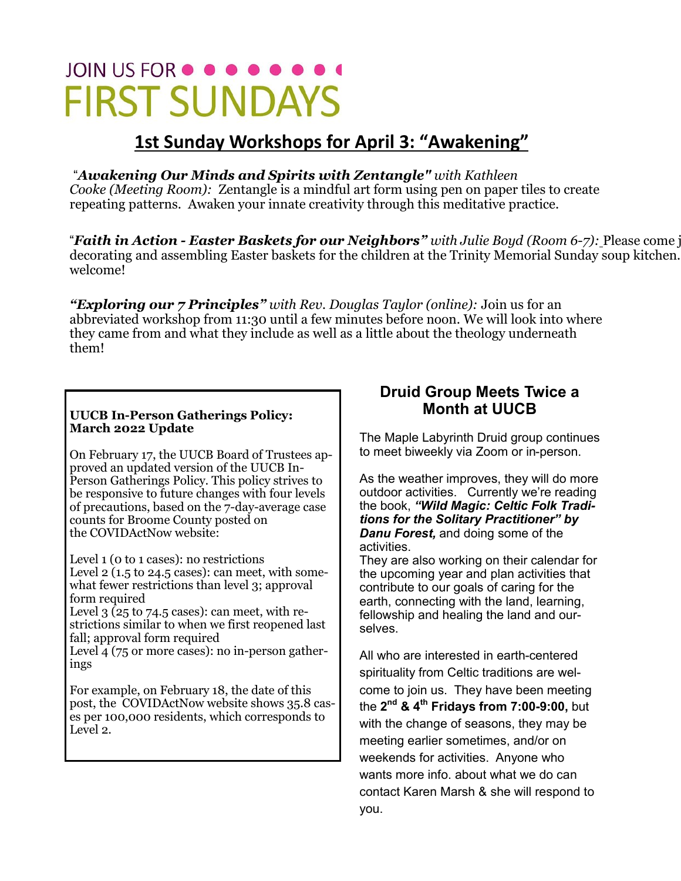JOIN US FOR

# FIRST SUNDAYS

## 1st Sunday Workshops for April 3: "Awakening"

"***Awakening Our Minds and Spirits with Zentangle"*** *with Kathleen Cooke (Meeting Room):* Zentangle is a mindful art form using pen on paper tiles to create repeating patterns. Awaken your innate creativity through this meditative practice.

"***Faith in Action - Easter Baskets for our Neighbors"*** *with Julie Boyd (Room 6-7):* Please come j decorating and assembling Easter baskets for the children at the Trinity Memorial Sunday soup kitchen. welcome!

***"Exploring our 7 Principles"*** *with Rev. Douglas Taylor (online):* Join us for an abbreviated workshop from 11:30 until a few minutes before noon. We will look into where they came from and what they include as well as a little about the theology underneath them!

**UUCB In-Person Gatherings Policy: March 2022 Update**

On February 17, the UUCB Board of Trustees approved an updated version of the UUCB In-Person Gatherings Policy. This policy strives to be responsive to future changes with four levels of precautions, based on the 7-day-average case counts for Broome County posted on the COVIDActNow website:

Level 1 (0 to 1 cases): no restrictions
Level 2 (1.5 to 24.5 cases): can meet, with somewhat fewer restrictions than level 3; approval form required
Level 3 (25 to 74.5 cases): can meet, with restrictions similar to when we first reopened last fall; approval form required
Level 4 (75 or more cases): no in-person gatherings

For example, on February 18, the date of this post, the COVIDActNow website shows 35.8 cases per 100,000 residents, which corresponds to Level 2.

## Druid Group Meets Twice a Month at UUCB

The Maple Labyrinth Druid group continues to meet biweekly via Zoom or in-person.

As the weather improves, they will do more outdoor activities. Currently we're reading the book, ***"Wild Magic: Celtic Folk Traditions for the Solitary Practitioner" by Danu Forest,*** and doing some of the activities.
They are also working on their calendar for the upcoming year and plan activities that contribute to our goals of caring for the earth, connecting with the land, learning, fellowship and healing the land and ourselves.

All who are interested in earth-centered spirituality from Celtic traditions are welcome to join us. They have been meeting the **2nd & 4th Fridays from 7:00-9:00,** but with the change of seasons, they may be meeting earlier sometimes, and/or on weekends for activities. Anyone who wants more info. about what we do can contact Karen Marsh & she will respond to you.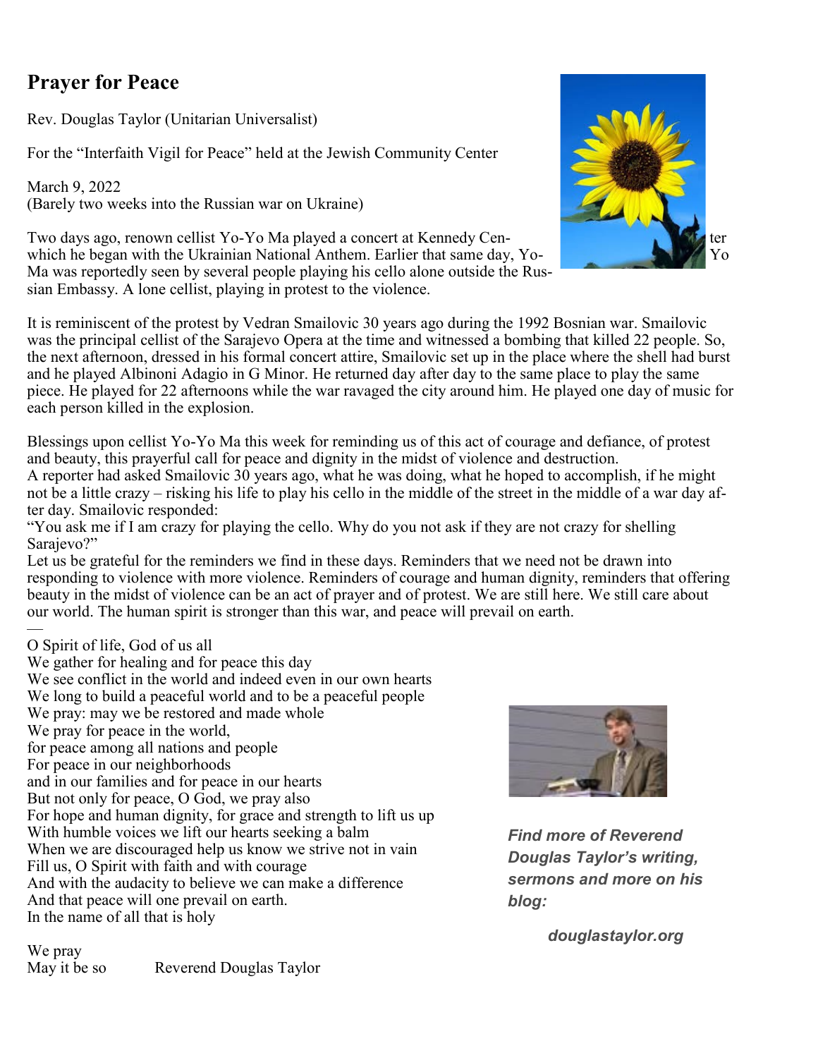# Prayer for Peace

Rev. Douglas Taylor (Unitarian Universalist)

For the "Interfaith Vigil for Peace" held at the Jewish Community Center

March 9, 2022
(Barely two weeks into the Russian war on Ukraine)

Two days ago, renown cellist Yo-Yo Ma played a concert at Kennedy Center which he began with the Ukrainian National Anthem. Earlier that same day, Yo-Yo Ma was reportedly seen by several people playing his cello alone outside the Russian Embassy. A lone cellist, playing in protest to the violence.

It is reminiscent of the protest by Vedran Smailovic 30 years ago during the 1992 Bosnian war. Smailovic was the principal cellist of the Sarajevo Opera at the time and witnessed a bombing that killed 22 people. So, the next afternoon, dressed in his formal concert attire, Smailovic set up in the place where the shell had burst and he played Albinoni Adagio in G Minor. He returned day after day to the same place to play the same piece. He played for 22 afternoons while the war ravaged the city around him. He played one day of music for each person killed in the explosion.

Blessings upon cellist Yo-Yo Ma this week for reminding us of this act of courage and defiance, of protest and beauty, this prayerful call for peace and dignity in the midst of violence and destruction.
A reporter had asked Smailovic 30 years ago, what he was doing, what he hoped to accomplish, if he might not be a little crazy – risking his life to play his cello in the middle of the street in the middle of a war day after day. Smailovic responded:
"You ask me if I am crazy for playing the cello. Why do you not ask if they are not crazy for shelling Sarajevo?"
Let us be grateful for the reminders we find in these days. Reminders that we need not be drawn into responding to violence with more violence. Reminders of courage and human dignity, reminders that offering beauty in the midst of violence can be an act of prayer and of protest. We are still here. We still care about our world. The human spirit is stronger than this war, and peace will prevail on earth.

—

O Spirit of life, God of us all
We gather for healing and for peace this day
We see conflict in the world and indeed even in our own hearts
We long to build a peaceful world and to be a peaceful people
We pray: may we be restored and made whole
We pray for peace in the world,
for peace among all nations and people
For peace in our neighborhoods
and in our families and for peace in our hearts
But not only for peace, O God, we pray also
For hope and human dignity, for grace and strength to lift us up
With humble voices we lift our hearts seeking a balm
When we are discouraged help us know we strive not in vain
Fill us, O Spirit with faith and with courage
And with the audacity to believe we can make a difference
And that peace will one prevail on earth.
In the name of all that is holy

We pray
May it be so Reverend Douglas Taylor

***Find more of Reverend Douglas Taylor's writing, sermons and more on his blog:***

***douglastaylor.org***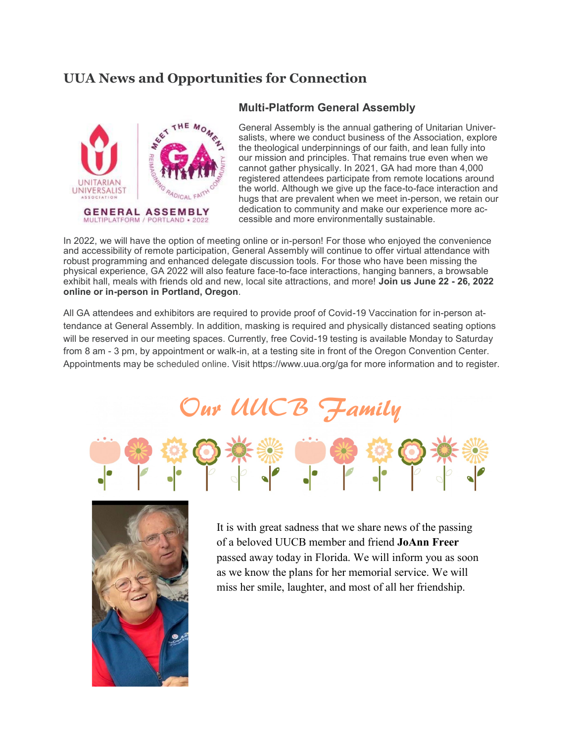## UUA News and Opportunities for Connection

### Multi-Platform General Assembly

General Assembly is the annual gathering of Unitarian Universalists, where we conduct business of the Association, explore the theological underpinnings of our faith, and lean fully into our mission and principles. That remains true even when we cannot gather physically. In 2021, GA had more than 4,000 registered attendees participate from remote locations around the world. Although we give up the face-to-face interaction and hugs that are prevalent when we meet in-person, we retain our dedication to community and make our experience more accessible and more environmentally sustainable.

In 2022, we will have the option of meeting online or in-person! For those who enjoyed the convenience and accessibility of remote participation, General Assembly will continue to offer virtual attendance with robust programming and enhanced delegate discussion tools. For those who have been missing the physical experience, GA 2022 will also feature face-to-face interactions, hanging banners, a browsable exhibit hall, meals with friends old and new, local site attractions, and more! **Join us June 22 - 26, 2022 online or in-person in Portland, Oregon**.

All GA attendees and exhibitors are required to provide proof of Covid-19 Vaccination for in-person attendance at General Assembly. In addition, masking is required and physically distanced seating options will be reserved in our meeting spaces. Currently, free Covid-19 testing is available Monday to Saturday from 8 am - 3 pm, by appointment or walk-in, at a testing site in front of the Oregon Convention Center. Appointments may be scheduled online. Visit https://www.uua.org/ga for more information and to register.

## *Our UUCB Family*

It is with great sadness that we share news of the passing of a beloved UUCB member and friend **JoAnn Freer** passed away today in Florida. We will inform you as soon as we know the plans for her memorial service. We will miss her smile, laughter, and most of all her friendship.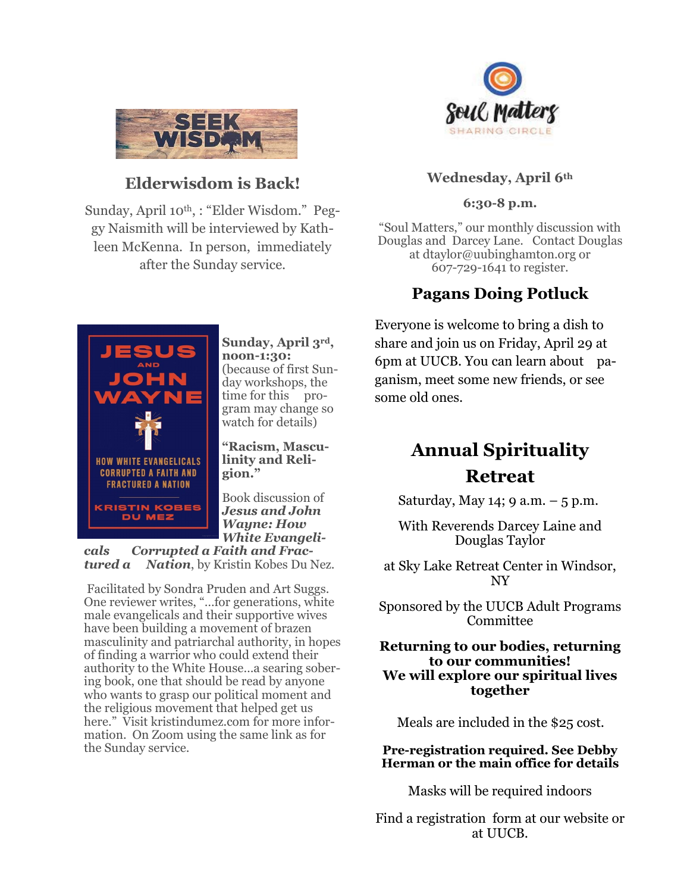SEEK WISDOM

## Elderwisdom is Back!

Sunday, April 10th, : "Elder Wisdom." Peggy Naismith will be interviewed by Kathleen McKenna. In person, immediately after the Sunday service.

JESUS AND JOHN WAYNE

HOW WHITE EVANGELICALS CORRUPTED A FAITH AND FRACTURED A NATION

KRISTIN KOBES DU MEZ

**Sunday, April 3rd, noon-1:30:** (because of first Sunday workshops, the time for this program may change so watch for details)

**"Racism, Masculinity and Religion."**

Book discussion of ***Jesus and John Wayne: How White Evangelicals Corrupted a Faith and Fractured a Nation***, by Kristin Kobes Du Nez.

Facilitated by Sondra Pruden and Art Suggs. One reviewer writes, "…for generations, white male evangelicals and their supportive wives have been building a movement of brazen masculinity and patriarchal authority, in hopes of finding a warrior who could extend their authority to the White House…a searing sobering book, one that should be read by anyone who wants to grasp our political moment and the religious movement that helped get us here." Visit kristindumez.com for more information. On Zoom using the same link as for the Sunday service.

Soul Matters

SHARING CIRCLE

**Wednesday, April 6th**

**6:30-8 p.m.**

"Soul Matters," our monthly discussion with Douglas and Darcey Lane. Contact Douglas at dtaylor@uubinghamton.org or 607-729-1641 to register.

## Pagans Doing Potluck

Everyone is welcome to bring a dish to share and join us on Friday, April 29 at 6pm at UUCB. You can learn about paganism, meet some new friends, or see some old ones.

## Annual Spirituality Retreat

Saturday, May 14; 9 a.m. – 5 p.m.

With Reverends Darcey Laine and Douglas Taylor

at Sky Lake Retreat Center in Windsor, NY

Sponsored by the UUCB Adult Programs Committee

**Returning to our bodies, returning to our communities!**
**We will explore our spiritual lives together**

Meals are included in the $25 cost.

**Pre-registration required. See Debby Herman or the main office for details**

Masks will be required indoors

Find a registration form at our website or at UUCB.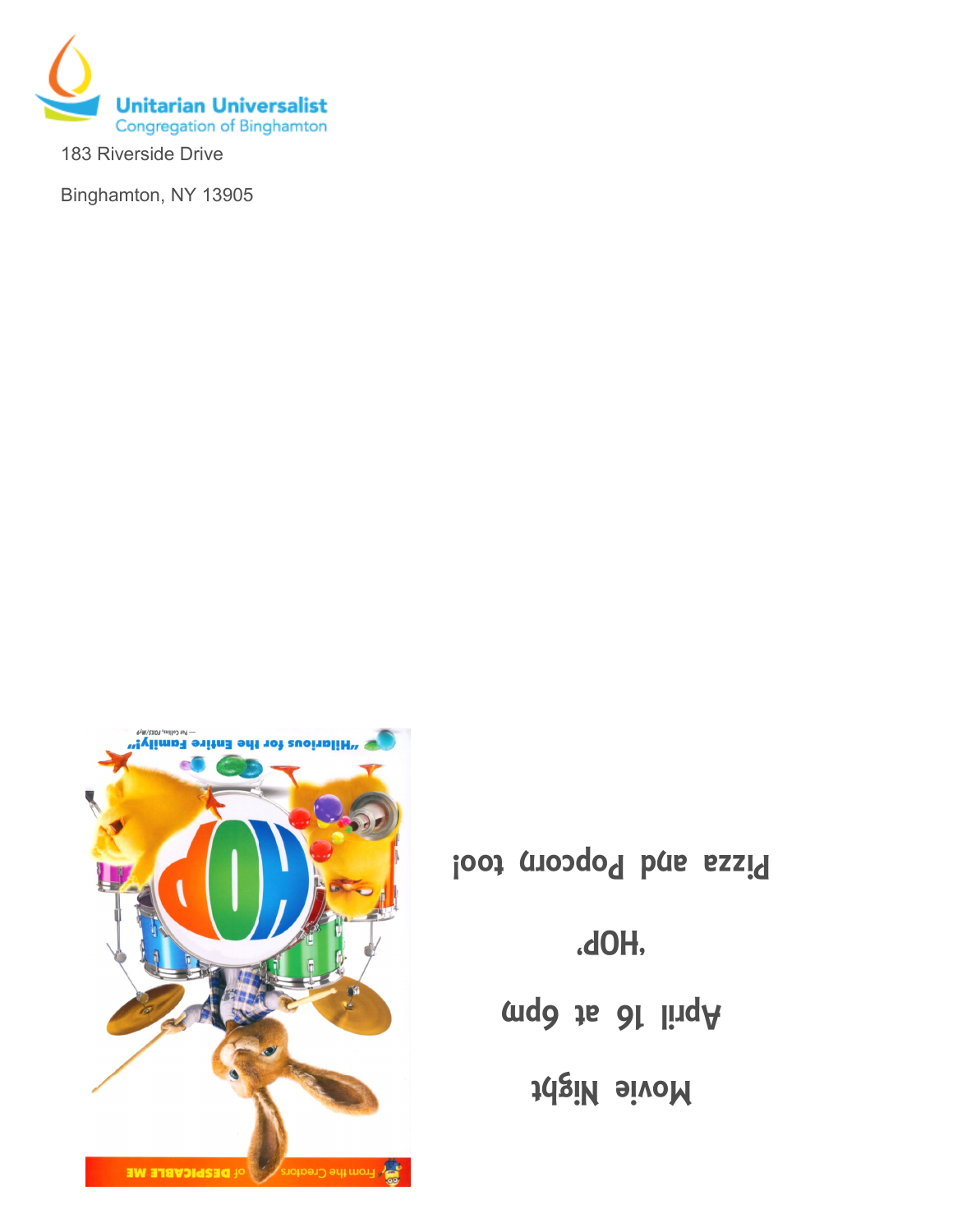Unitarian Universalist
Congregation of Binghamton

183 Riverside Drive

Binghamton, NY 13905

Movie Night

April 16 at 6pm

'HOP'

Pizza and Popcorn too!